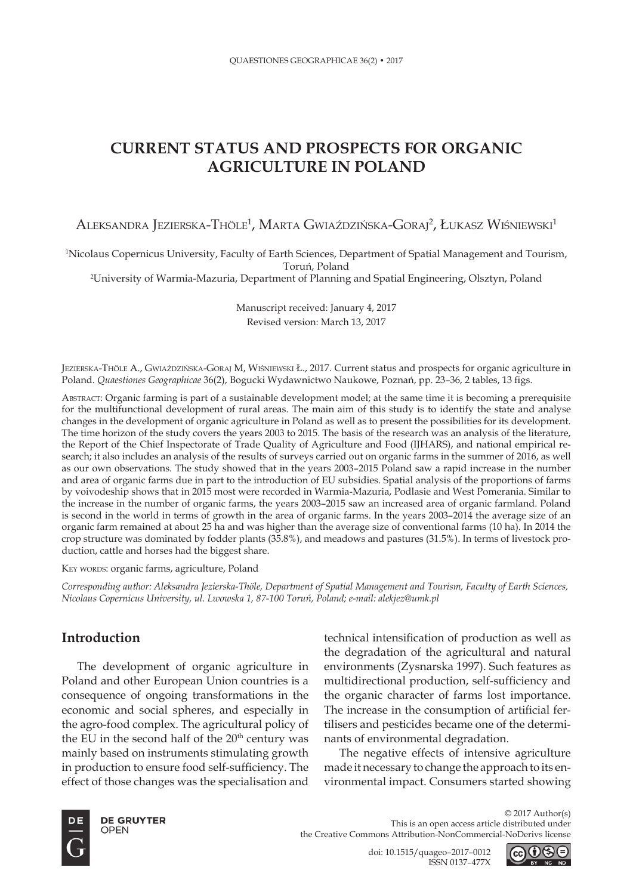# CURRENT STATUS AND PROSPECTS FOR ORGANIC AGRICULTURE IN POLAND

Aleksandra Jezierska-Thöle[1], Marta Gwiaździńska-Goraj[2], Łukasz Wiśniewski[1]

[1]Nicolaus Copernicus University, Faculty of Earth Sciences, Department of Spatial Management and Tourism, Toruń, Poland

[2]University of Warmia-Mazuria, Department of Planning and Spatial Engineering, Olsztyn, Poland

Manuscript received: January 4, 2017
Revised version: March 13, 2017

Jezierska-Thöle A., Gwiaździńska-Goraj M, Wiśniewski Ł., 2017. Current status and prospects for organic agriculture in Poland. *Quaestiones Geographicae* 36(2), Bogucki Wydawnictwo Naukowe, Poznań, pp. 23–36, 2 tables, 13 figs.

Abstract: Organic farming is part of a sustainable development model; at the same time it is becoming a prerequisite for the multifunctional development of rural areas. The main aim of this study is to identify the state and analyse changes in the development of organic agriculture in Poland as well as to present the possibilities for its development. The time horizon of the study covers the years 2003 to 2015. The basis of the research was an analysis of the literature, the Report of the Chief Inspectorate of Trade Quality of Agriculture and Food (IJHARS), and national empirical research; it also includes an analysis of the results of surveys carried out on organic farms in the summer of 2016, as well as our own observations. The study showed that in the years 2003–2015 Poland saw a rapid increase in the number and area of organic farms due in part to the introduction of EU subsidies. Spatial analysis of the proportions of farms by voivodeship shows that in 2015 most were recorded in Warmia-Mazuria, Podlasie and West Pomerania. Similar to the increase in the number of organic farms, the years 2003–2015 saw an increased area of organic farmland. Poland is second in the world in terms of growth in the area of organic farms. In the years 2003–2014 the average size of an organic farm remained at about 25 ha and was higher than the average size of conventional farms (10 ha). In 2014 the crop structure was dominated by fodder plants (35.8%), and meadows and pastures (31.5%). In terms of livestock production, cattle and horses had the biggest share.

Key words: organic farms, agriculture, Poland

*Corresponding author: Aleksandra Jezierska-Thöle, Department of Spatial Management and Tourism, Faculty of Earth Sciences, Nicolaus Copernicus University, ul. Lwowska 1, 87-100 Toruń, Poland; e-mail: alekjez@umk.pl*

## Introduction

The development of organic agriculture in Poland and other European Union countries is a consequence of ongoing transformations in the economic and social spheres, and especially in the agro-food complex. The agricultural policy of the EU in the second half of the 20th century was mainly based on instruments stimulating growth in production to ensure food self-sufficiency. The effect of those changes was the specialisation and technical intensification of production as well as the degradation of the agricultural and natural environments (Zysnarska 1997). Such features as multidirectional production, self-sufficiency and the organic character of farms lost importance. The increase in the consumption of artificial fertilisers and pesticides became one of the determinants of environmental degradation.

The negative effects of intensive agriculture made it necessary to change the approach to its environmental impact. Consumers started showing

© 2017 Author(s)
This is an open access article distributed under the Creative Commons Attribution-NonCommercial-NoDerivs license

doi: 10.1515/quageo–2017–0012
ISSN 0137–477X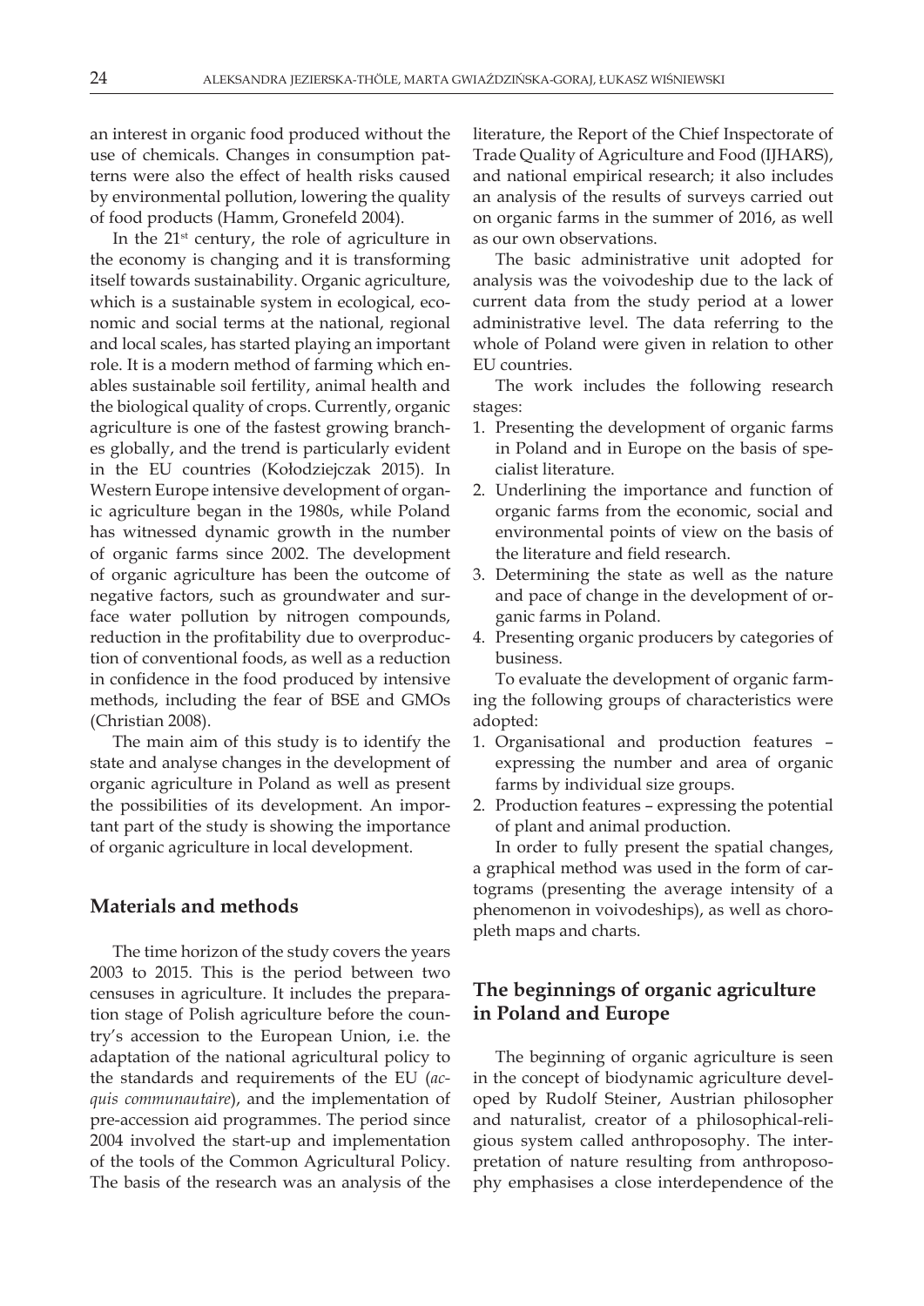an interest in organic food produced without the use of chemicals. Changes in consumption patterns were also the effect of health risks caused by environmental pollution, lowering the quality of food products (Hamm, Gronefeld 2004).

In the 21st century, the role of agriculture in the economy is changing and it is transforming itself towards sustainability. Organic agriculture, which is a sustainable system in ecological, economic and social terms at the national, regional and local scales, has started playing an important role. It is a modern method of farming which enables sustainable soil fertility, animal health and the biological quality of crops. Currently, organic agriculture is one of the fastest growing branches globally, and the trend is particularly evident in the EU countries (Kołodziejczak 2015). In Western Europe intensive development of organic agriculture began in the 1980s, while Poland has witnessed dynamic growth in the number of organic farms since 2002. The development of organic agriculture has been the outcome of negative factors, such as groundwater and surface water pollution by nitrogen compounds, reduction in the profitability due to overproduction of conventional foods, as well as a reduction in confidence in the food produced by intensive methods, including the fear of BSE and GMOs (Christian 2008).

The main aim of this study is to identify the state and analyse changes in the development of organic agriculture in Poland as well as present the possibilities of its development. An important part of the study is showing the importance of organic agriculture in local development.

## Materials and methods

The time horizon of the study covers the years 2003 to 2015. This is the period between two censuses in agriculture. It includes the preparation stage of Polish agriculture before the country's accession to the European Union, i.e. the adaptation of the national agricultural policy to the standards and requirements of the EU (*acquis communautaire*), and the implementation of pre-accession aid programmes. The period since 2004 involved the start-up and implementation of the tools of the Common Agricultural Policy. The basis of the research was an analysis of the literature, the Report of the Chief Inspectorate of Trade Quality of Agriculture and Food (IJHARS), and national empirical research; it also includes an analysis of the results of surveys carried out on organic farms in the summer of 2016, as well as our own observations.

The basic administrative unit adopted for analysis was the voivodeship due to the lack of current data from the study period at a lower administrative level. The data referring to the whole of Poland were given in relation to other EU countries.

The work includes the following research stages:

1. Presenting the development of organic farms in Poland and in Europe on the basis of specialist literature.
2. Underlining the importance and function of organic farms from the economic, social and environmental points of view on the basis of the literature and field research.
3. Determining the state as well as the nature and pace of change in the development of organic farms in Poland.
4. Presenting organic producers by categories of business.

To evaluate the development of organic farming the following groups of characteristics were adopted:

1. Organisational and production features – expressing the number and area of organic farms by individual size groups.
2. Production features – expressing the potential of plant and animal production.

In order to fully present the spatial changes, a graphical method was used in the form of cartograms (presenting the average intensity of a phenomenon in voivodeships), as well as choropleth maps and charts.

## The beginnings of organic agriculture in Poland and Europe

The beginning of organic agriculture is seen in the concept of biodynamic agriculture developed by Rudolf Steiner, Austrian philosopher and naturalist, creator of a philosophical-religious system called anthroposophy. The interpretation of nature resulting from anthroposophy emphasises a close interdependence of the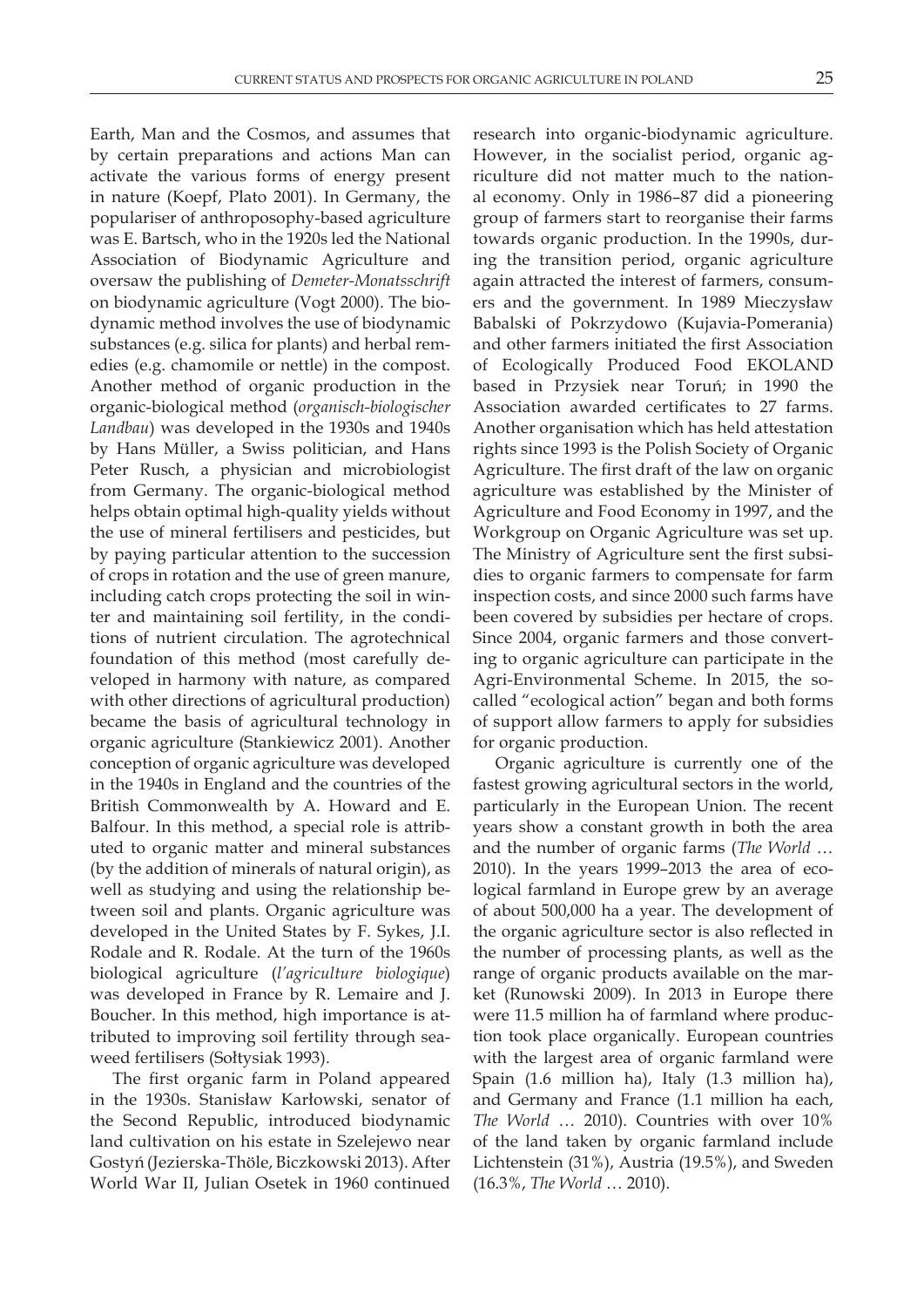Earth, Man and the Cosmos, and assumes that by certain preparations and actions Man can activate the various forms of energy present in nature (Koepf, Plato 2001). In Germany, the populariser of anthroposophy-based agriculture was E. Bartsch, who in the 1920s led the National Association of Biodynamic Agriculture and oversaw the publishing of *Demeter-Monatsschrift* on biodynamic agriculture (Vogt 2000). The biodynamic method involves the use of biodynamic substances (e.g. silica for plants) and herbal remedies (e.g. chamomile or nettle) in the compost. Another method of organic production in the organic-biological method (*organisch-biologischer Landbau*) was developed in the 1930s and 1940s by Hans Müller, a Swiss politician, and Hans Peter Rusch, a physician and microbiologist from Germany. The organic-biological method helps obtain optimal high-quality yields without the use of mineral fertilisers and pesticides, but by paying particular attention to the succession of crops in rotation and the use of green manure, including catch crops protecting the soil in winter and maintaining soil fertility, in the conditions of nutrient circulation. The agrotechnical foundation of this method (most carefully developed in harmony with nature, as compared with other directions of agricultural production) became the basis of agricultural technology in organic agriculture (Stankiewicz 2001). Another conception of organic agriculture was developed in the 1940s in England and the countries of the British Commonwealth by A. Howard and E. Balfour. In this method, a special role is attributed to organic matter and mineral substances (by the addition of minerals of natural origin), as well as studying and using the relationship between soil and plants. Organic agriculture was developed in the United States by F. Sykes, J.I. Rodale and R. Rodale. At the turn of the 1960s biological agriculture (*l'agriculture biologique*) was developed in France by R. Lemaire and J. Boucher. In this method, high importance is attributed to improving soil fertility through seaweed fertilisers (Sołtysiak 1993).

The first organic farm in Poland appeared in the 1930s. Stanisław Karłowski, senator of the Second Republic, introduced biodynamic land cultivation on his estate in Szelejewo near Gostyń (Jezierska-Thöle, Biczkowski 2013). After World War II, Julian Osetek in 1960 continued research into organic-biodynamic agriculture. However, in the socialist period, organic agriculture did not matter much to the national economy. Only in 1986–87 did a pioneering group of farmers start to reorganise their farms towards organic production. In the 1990s, during the transition period, organic agriculture again attracted the interest of farmers, consumers and the government. In 1989 Mieczysław Babalski of Pokrzydowo (Kujavia-Pomerania) and other farmers initiated the first Association of Ecologically Produced Food EKOLAND based in Przysiek near Toruń; in 1990 the Association awarded certificates to 27 farms. Another organisation which has held attestation rights since 1993 is the Polish Society of Organic Agriculture. The first draft of the law on organic agriculture was established by the Minister of Agriculture and Food Economy in 1997, and the Workgroup on Organic Agriculture was set up. The Ministry of Agriculture sent the first subsidies to organic farmers to compensate for farm inspection costs, and since 2000 such farms have been covered by subsidies per hectare of crops. Since 2004, organic farmers and those converting to organic agriculture can participate in the Agri-Environmental Scheme. In 2015, the so-called "ecological action" began and both forms of support allow farmers to apply for subsidies for organic production.

Organic agriculture is currently one of the fastest growing agricultural sectors in the world, particularly in the European Union. The recent years show a constant growth in both the area and the number of organic farms (*The World* … 2010). In the years 1999–2013 the area of ecological farmland in Europe grew by an average of about 500,000 ha a year. The development of the organic agriculture sector is also reflected in the number of processing plants, as well as the range of organic products available on the market (Runowski 2009). In 2013 in Europe there were 11.5 million ha of farmland where production took place organically. European countries with the largest area of organic farmland were Spain (1.6 million ha), Italy (1.3 million ha), and Germany and France (1.1 million ha each, *The World* … 2010). Countries with over 10% of the land taken by organic farmland include Lichtenstein (31%), Austria (19.5%), and Sweden (16.3%, *The World* … 2010).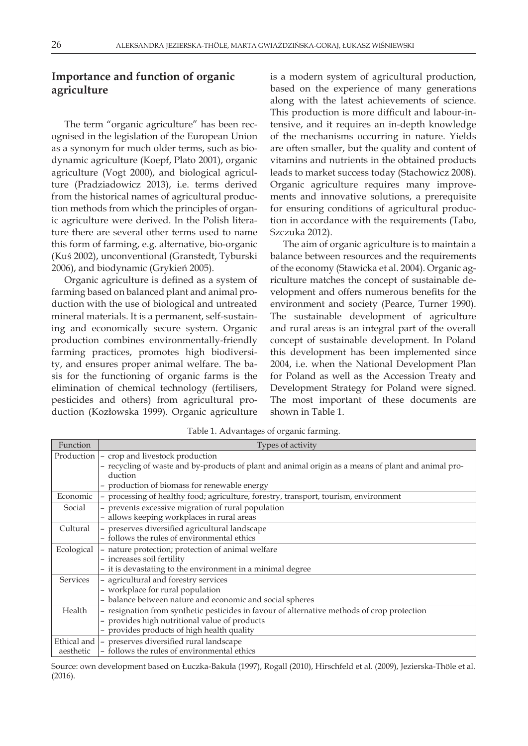## Importance and function of organic agriculture

The term "organic agriculture" has been recognised in the legislation of the European Union as a synonym for much older terms, such as biodynamic agriculture (Koepf, Plato 2001), organic agriculture (Vogt 2000), and biological agriculture (Pradziadowicz 2013), i.e. terms derived from the historical names of agricultural production methods from which the principles of organic agriculture were derived. In the Polish literature there are several other terms used to name this form of farming, e.g. alternative, bio-organic (Kuś 2002), unconventional (Granstedt, Tyburski 2006), and biodynamic (Grykień 2005).

Organic agriculture is defined as a system of farming based on balanced plant and animal production with the use of biological and untreated mineral materials. It is a permanent, self-sustaining and economically secure system. Organic production combines environmentally-friendly farming practices, promotes high biodiversity, and ensures proper animal welfare. The basis for the functioning of organic farms is the elimination of chemical technology (fertilisers, pesticides and others) from agricultural production (Kozłowska 1999). Organic agriculture is a modern system of agricultural production, based on the experience of many generations along with the latest achievements of science. This production is more difficult and labour-intensive, and it requires an in-depth knowledge of the mechanisms occurring in nature. Yields are often smaller, but the quality and content of vitamins and nutrients in the obtained products leads to market success today (Stachowicz 2008). Organic agriculture requires many improvements and innovative solutions, a prerequisite for ensuring conditions of agricultural production in accordance with the requirements (Tabo, Szczuka 2012).

The aim of organic agriculture is to maintain a balance between resources and the requirements of the economy (Stawicka et al. 2004). Organic agriculture matches the concept of sustainable development and offers numerous benefits for the environment and society (Pearce, Turner 1990). The sustainable development of agriculture and rural areas is an integral part of the overall concept of sustainable development. In Poland this development has been implemented since 2004, i.e. when the National Development Plan for Poland as well as the Accession Treaty and Development Strategy for Poland were signed. The most important of these documents are shown in Table 1.

Table 1. Advantages of organic farming.

| Function | Types of activity |
|---|---|
| Production | – crop and livestock production<br>– recycling of waste and by-products of plant and animal origin as a means of plant and animal production<br>– production of biomass for renewable energy |
| Economic | – processing of healthy food; agriculture, forestry, transport, tourism, environment |
| Social | – prevents excessive migration of rural population<br>– allows keeping workplaces in rural areas |
| Cultural | – preserves diversified agricultural landscape<br>– follows the rules of environmental ethics |
| Ecological | – nature protection; protection of animal welfare<br>– increases soil fertility<br>– it is devastating to the environment in a minimal degree |
| Services | – agricultural and forestry services<br>– workplace for rural population<br>– balance between nature and economic and social spheres |
| Health | – resignation from synthetic pesticides in favour of alternative methods of crop protection<br>– provides high nutritional value of products<br>– provides products of high health quality |
| Ethical and aesthetic | – preserves diversified rural landscape<br>– follows the rules of environmental ethics |

Source: own development based on Łuczka-Bakuła (1997), Rogall (2010), Hirschfeld et al. (2009), Jezierska-Thöle et al. (2016).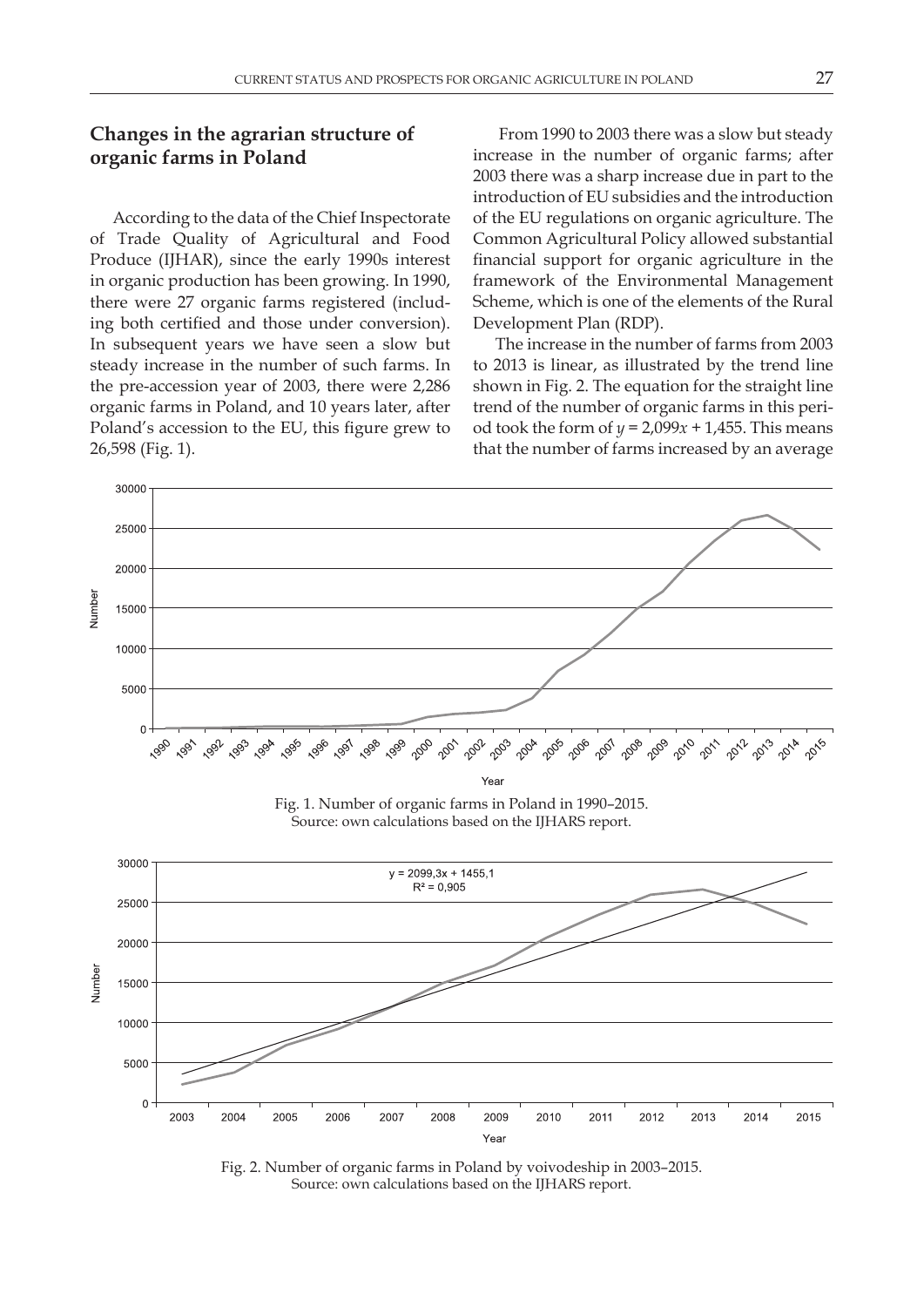## Changes in the agrarian structure of organic farms in Poland

According to the data of the Chief Inspectorate of Trade Quality of Agricultural and Food Produce (IJHAR), since the early 1990s interest in organic production has been growing. In 1990, there were 27 organic farms registered (including both certified and those under conversion). In subsequent years we have seen a slow but steady increase in the number of such farms. In the pre-accession year of 2003, there were 2,286 organic farms in Poland, and 10 years later, after Poland's accession to the EU, this figure grew to 26,598 (Fig. 1).

From 1990 to 2003 there was a slow but steady increase in the number of organic farms; after 2003 there was a sharp increase due in part to the introduction of EU subsidies and the introduction of the EU regulations on organic agriculture. The Common Agricultural Policy allowed substantial financial support for organic agriculture in the framework of the Environmental Management Scheme, which is one of the elements of the Rural Development Plan (RDP).

The increase in the number of farms from 2003 to 2013 is linear, as illustrated by the trend line shown in Fig. 2. The equation for the straight line trend of the number of organic farms in this period took the form of $y = 2{,}099x + 1{,}455$. This means that the number of farms increased by an average

Fig. 1. Number of organic farms in Poland in 1990–2015.
Source: own calculations based on the IJHARS report.

Fig. 2. Number of organic farms in Poland by voivodeship in 2003–2015.
Source: own calculations based on the IJHARS report.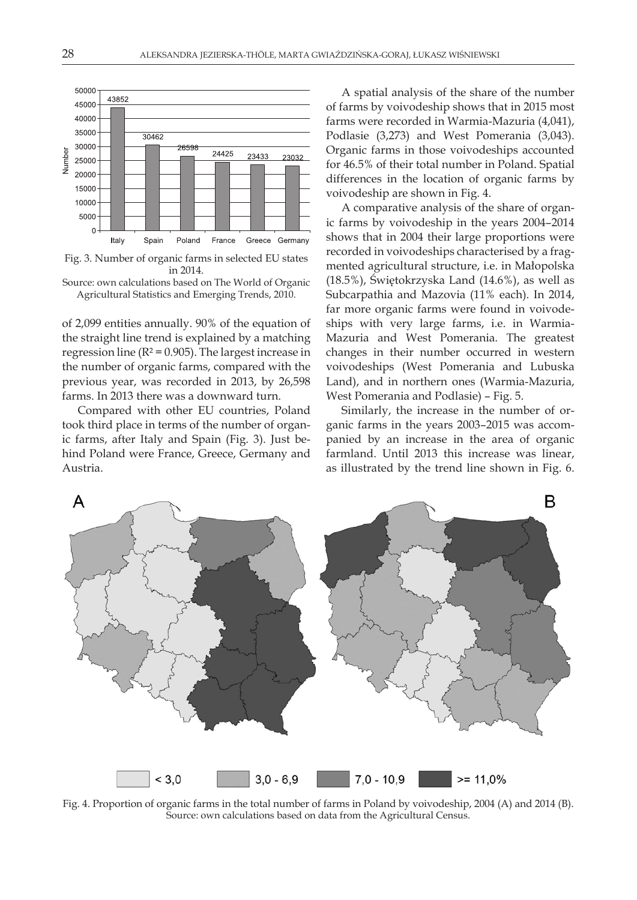Fig. 3. Number of organic farms in selected EU states in 2014.
Source: own calculations based on The World of Organic Agricultural Statistics and Emerging Trends, 2010.

of 2,099 entities annually. 90% of the equation of the straight line trend is explained by a matching regression line ($R^2 = 0.905$). The largest increase in the number of organic farms, compared with the previous year, was recorded in 2013, by 26,598 farms. In 2013 there was a downward turn.

Compared with other EU countries, Poland took third place in terms of the number of organic farms, after Italy and Spain (Fig. 3). Just behind Poland were France, Greece, Germany and Austria.

A spatial analysis of the share of the number of farms by voivodeship shows that in 2015 most farms were recorded in Warmia-Mazuria (4,041), Podlasie (3,273) and West Pomerania (3,043). Organic farms in those voivodeships accounted for 46.5% of their total number in Poland. Spatial differences in the location of organic farms by voivodeship are shown in Fig. 4.

A comparative analysis of the share of organic farms by voivodeship in the years 2004–2014 shows that in 2004 their large proportions were recorded in voivodeships characterised by a fragmented agricultural structure, i.e. in Małopolska (18.5%), Świętokrzyska Land (14.6%), as well as Subcarpathia and Mazovia (11% each). In 2014, far more organic farms were found in voivodeships with very large farms, i.e. in Warmia-Mazuria and West Pomerania. The greatest changes in their number occurred in western voivodeships (West Pomerania and Lubuska Land), and in northern ones (Warmia-Mazuria, West Pomerania and Podlasie) – Fig. 5.

Similarly, the increase in the number of organic farms in the years 2003–2015 was accompanied by an increase in the area of organic farmland. Until 2013 this increase was linear, as illustrated by the trend line shown in Fig. 6.

Fig. 4. Proportion of organic farms in the total number of farms in Poland by voivodeship, 2004 (A) and 2014 (B).
Source: own calculations based on data from the Agricultural Census.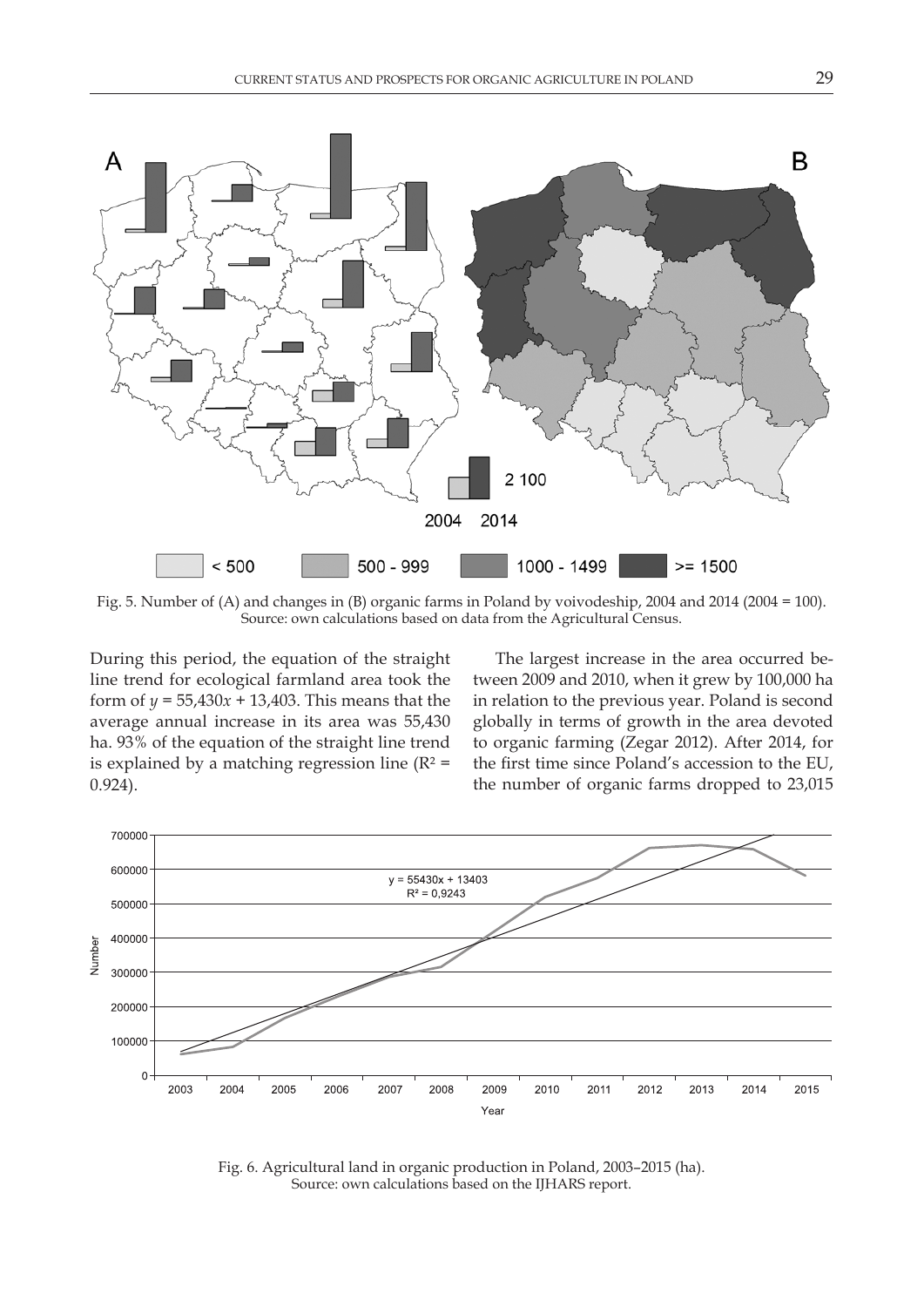Fig. 5. Number of (A) and changes in (B) organic farms in Poland by voivodeship, 2004 and 2014 (2004 = 100). Source: own calculations based on data from the Agricultural Census.

During this period, the equation of the straight line trend for ecological farmland area took the form of $y = 55{,}430x + 13{,}403$. This means that the average annual increase in its area was 55,430 ha. 93% of the equation of the straight line trend is explained by a matching regression line ($R^2 = 0.924$).

The largest increase in the area occurred between 2009 and 2010, when it grew by 100,000 ha in relation to the previous year. Poland is second globally in terms of growth in the area devoted to organic farming (Zegar 2012). After 2014, for the first time since Poland's accession to the EU, the number of organic farms dropped to 23,015

Fig. 6. Agricultural land in organic production in Poland, 2003–2015 (ha). Source: own calculations based on the IJHARS report.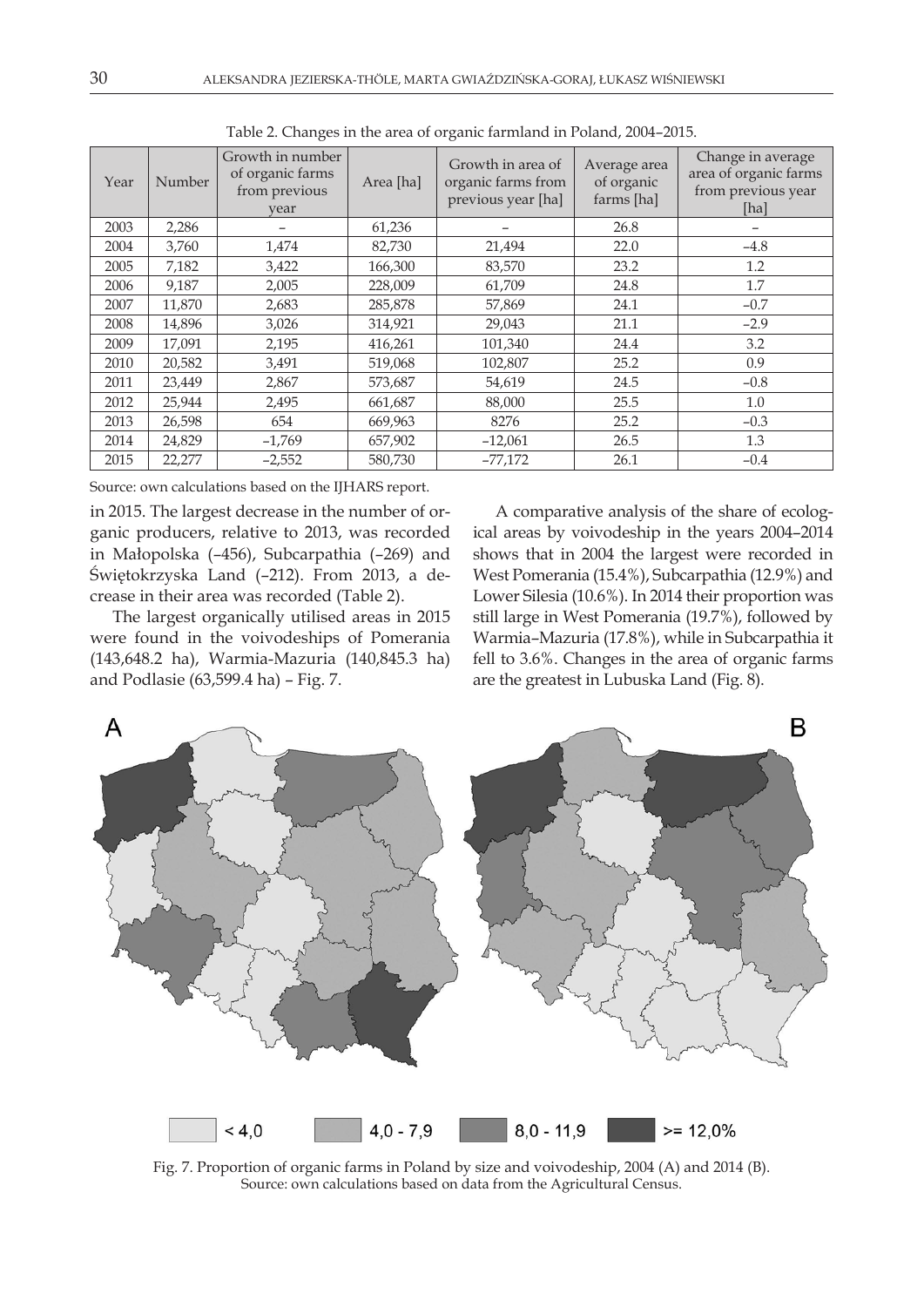Table 2. Changes in the area of organic farmland in Poland, 2004–2015.

| Year | Number | Growth in number of organic farms from previous year | Area [ha] | Growth in area of organic farms from previous year [ha] | Average area of organic farms [ha] | Change in average area of organic farms from previous year [ha] |
|---|---|---|---|---|---|---|
| 2003 | 2,286 | – | 61,236 | – | 26.8 | – |
| 2004 | 3,760 | 1,474 | 82,730 | 21,494 | 22.0 | –4.8 |
| 2005 | 7,182 | 3,422 | 166,300 | 83,570 | 23.2 | 1.2 |
| 2006 | 9,187 | 2,005 | 228,009 | 61,709 | 24.8 | 1.7 |
| 2007 | 11,870 | 2,683 | 285,878 | 57,869 | 24.1 | –0.7 |
| 2008 | 14,896 | 3,026 | 314,921 | 29,043 | 21.1 | –2.9 |
| 2009 | 17,091 | 2,195 | 416,261 | 101,340 | 24.4 | 3.2 |
| 2010 | 20,582 | 3,491 | 519,068 | 102,807 | 25.2 | 0.9 |
| 2011 | 23,449 | 2,867 | 573,687 | 54,619 | 24.5 | –0.8 |
| 2012 | 25,944 | 2,495 | 661,687 | 88,000 | 25.5 | 1.0 |
| 2013 | 26,598 | 654 | 669,963 | 8276 | 25.2 | –0.3 |
| 2014 | 24,829 | –1,769 | 657,902 | –12,061 | 26.5 | 1.3 |
| 2015 | 22,277 | –2,552 | 580,730 | –77,172 | 26.1 | –0.4 |

Source: own calculations based on the IJHARS report.

in 2015. The largest decrease in the number of organic producers, relative to 2013, was recorded in Małopolska (–456), Subcarpathia (–269) and Świętokrzyska Land (–212). From 2013, a decrease in their area was recorded (Table 2).

The largest organically utilised areas in 2015 were found in the voivodeships of Pomerania (143,648.2 ha), Warmia-Mazuria (140,845.3 ha) and Podlasie (63,599.4 ha) – Fig. 7.

A comparative analysis of the share of ecological areas by voivodeship in the years 2004–2014 shows that in 2004 the largest were recorded in West Pomerania (15.4%), Subcarpathia (12.9%) and Lower Silesia (10.6%). In 2014 their proportion was still large in West Pomerania (19.7%), followed by Warmia–Mazuria (17.8%), while in Subcarpathia it fell to 3.6%. Changes in the area of organic farms are the greatest in Lubuska Land (Fig. 8).

Fig. 7. Proportion of organic farms in Poland by size and voivodeship, 2004 (A) and 2014 (B).
Source: own calculations based on data from the Agricultural Census.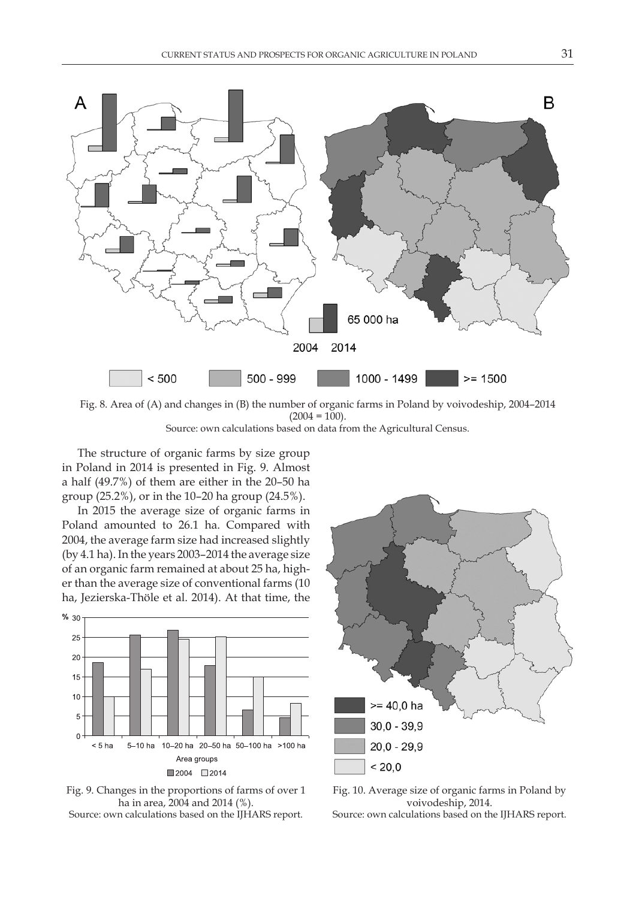Fig. 8. Area of (A) and changes in (B) the number of organic farms in Poland by voivodeship, 2004–2014 (2004 = 100).
Source: own calculations based on data from the Agricultural Census.

The structure of organic farms by size group in Poland in 2014 is presented in Fig. 9. Almost a half (49.7%) of them are either in the 20–50 ha group (25.2%), or in the 10–20 ha group (24.5%).

In 2015 the average size of organic farms in Poland amounted to 26.1 ha. Compared with 2004, the average farm size had increased slightly (by 4.1 ha). In the years 2003–2014 the average size of an organic farm remained at about 25 ha, higher than the average size of conventional farms (10 ha, Jezierska-Thöle et al. 2014). At that time, the

Fig. 9. Changes in the proportions of farms of over 1 ha in area, 2004 and 2014 (%).
Source: own calculations based on the IJHARS report.

Fig. 10. Average size of organic farms in Poland by voivodeship, 2014.
Source: own calculations based on the IJHARS report.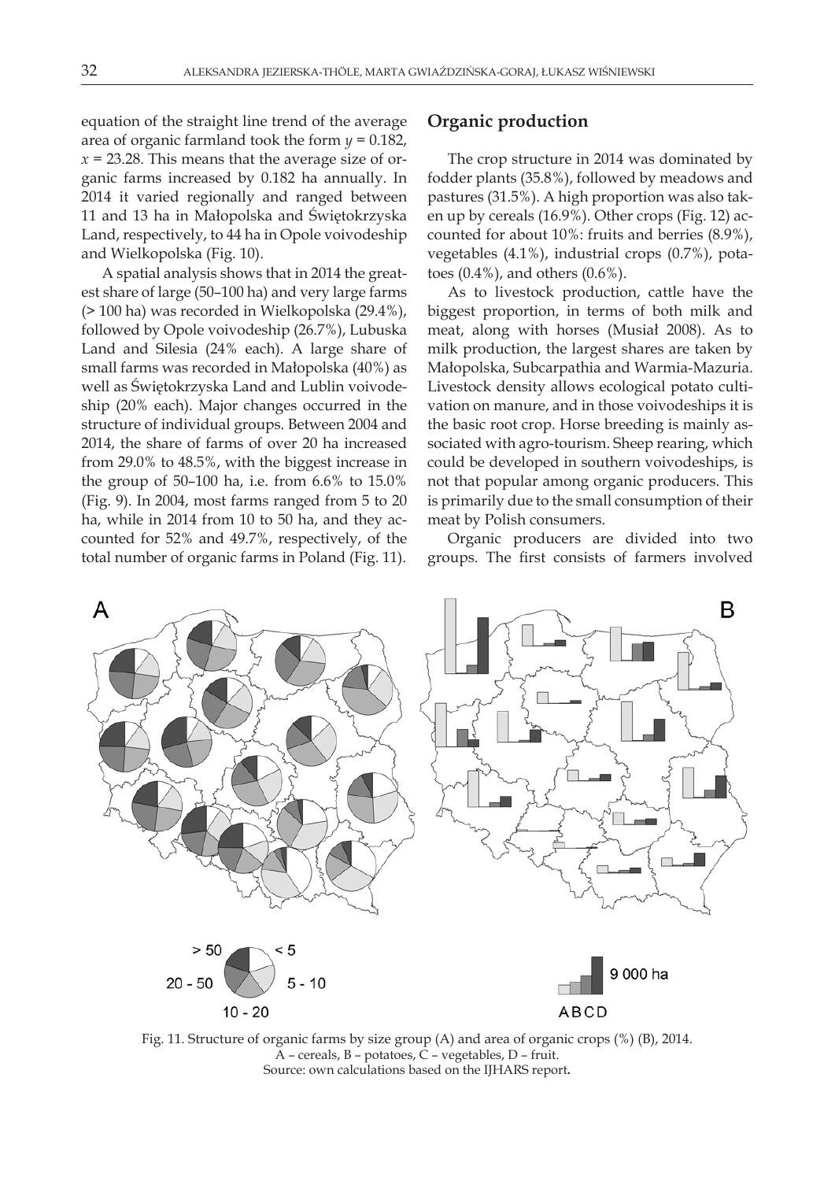equation of the straight line trend of the average area of organic farmland took the form $y = 0.182$, $x = 23.28$. This means that the average size of organic farms increased by 0.182 ha annually. In 2014 it varied regionally and ranged between 11 and 13 ha in Małopolska and Świętokrzyska Land, respectively, to 44 ha in Opole voivodeship and Wielkopolska (Fig. 10).

A spatial analysis shows that in 2014 the greatest share of large (50–100 ha) and very large farms (> 100 ha) was recorded in Wielkopolska (29.4%), followed by Opole voivodeship (26.7%), Lubuska Land and Silesia (24% each). A large share of small farms was recorded in Małopolska (40%) as well as Świętokrzyska Land and Lublin voivodeship (20% each). Major changes occurred in the structure of individual groups. Between 2004 and 2014, the share of farms of over 20 ha increased from 29.0% to 48.5%, with the biggest increase in the group of 50–100 ha, i.e. from 6.6% to 15.0% (Fig. 9). In 2004, most farms ranged from 5 to 20 ha, while in 2014 from 10 to 50 ha, and they accounted for 52% and 49.7%, respectively, of the total number of organic farms in Poland (Fig. 11).

## Organic production

The crop structure in 2014 was dominated by fodder plants (35.8%), followed by meadows and pastures (31.5%). A high proportion was also taken up by cereals (16.9%). Other crops (Fig. 12) accounted for about 10%: fruits and berries (8.9%), vegetables (4.1%), industrial crops (0.7%), potatoes (0.4%), and others (0.6%).

As to livestock production, cattle have the biggest proportion, in terms of both milk and meat, along with horses (Musiał 2008). As to milk production, the largest shares are taken by Małopolska, Subcarpathia and Warmia-Mazuria. Livestock density allows ecological potato cultivation on manure, and in those voivodeships it is the basic root crop. Horse breeding is mainly associated with agro-tourism. Sheep rearing, which could be developed in southern voivodeships, is not that popular among organic producers. This is primarily due to the small consumption of their meat by Polish consumers.

Organic producers are divided into two groups. The first consists of farmers involved

Fig. 11. Structure of organic farms by size group (A) and area of organic crops (%) (B), 2014.
A – cereals, B – potatoes, C – vegetables, D – fruit.
Source: own calculations based on the IJHARS report.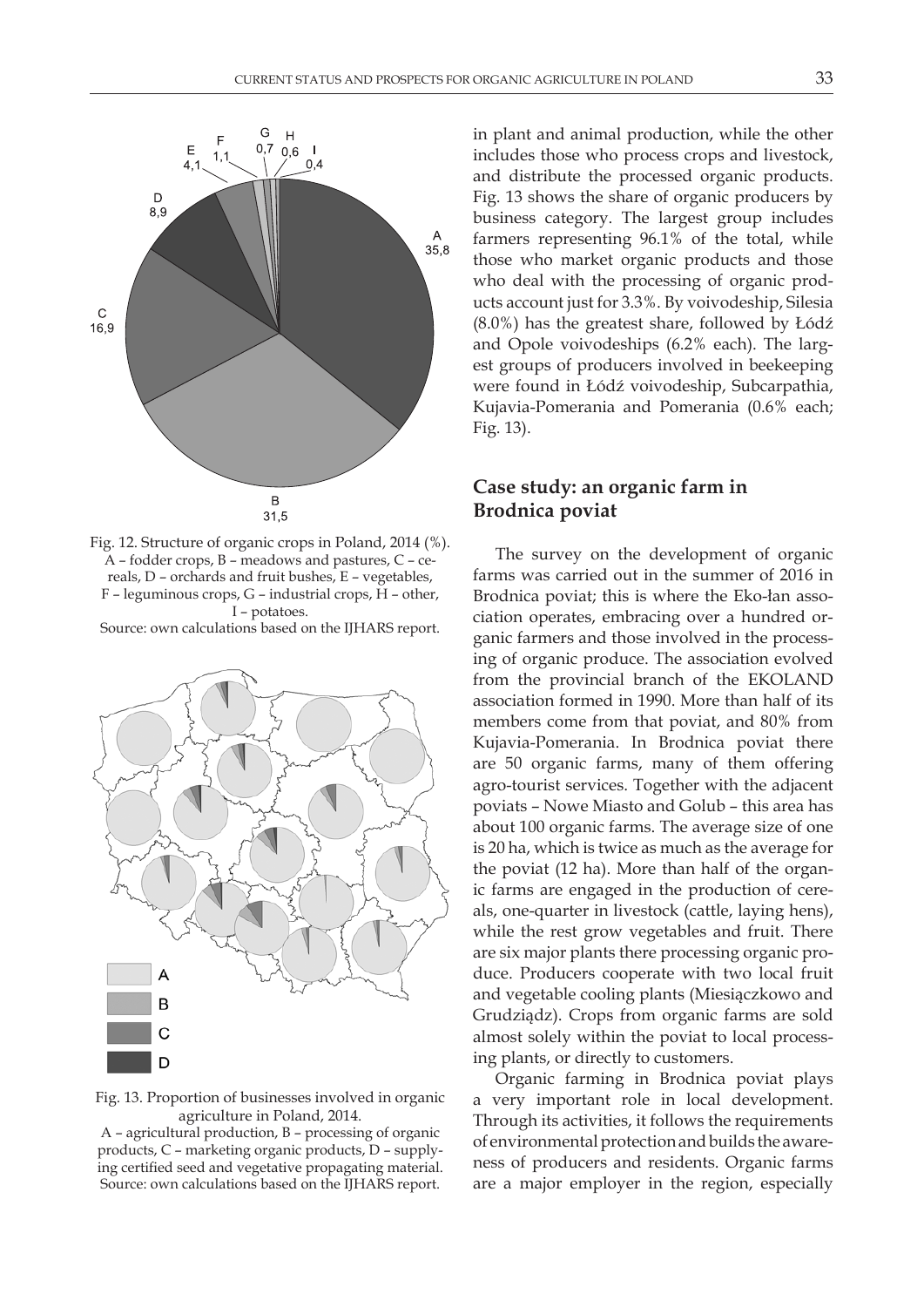Fig. 12. Structure of organic crops in Poland, 2014 (%). A – fodder crops, B – meadows and pastures, C – cereals, D – orchards and fruit bushes, E – vegetables, F – leguminous crops, G – industrial crops, H – other, I – potatoes.
Source: own calculations based on the IJHARS report.

Fig. 13. Proportion of businesses involved in organic agriculture in Poland, 2014.
A – agricultural production, B – processing of organic products, C – marketing organic products, D – supplying certified seed and vegetative propagating material.
Source: own calculations based on the IJHARS report.

in plant and animal production, while the other includes those who process crops and livestock, and distribute the processed organic products. Fig. 13 shows the share of organic producers by business category. The largest group includes farmers representing 96.1% of the total, while those who market organic products and those who deal with the processing of organic products account just for 3.3%. By voivodeship, Silesia (8.0%) has the greatest share, followed by Łódź and Opole voivodeships (6.2% each). The largest groups of producers involved in beekeeping were found in Łódź voivodeship, Subcarpathia, Kujavia-Pomerania and Pomerania (0.6% each; Fig. 13).

## Case study: an organic farm in Brodnica poviat

The survey on the development of organic farms was carried out in the summer of 2016 in Brodnica poviat; this is where the Eko-łan association operates, embracing over a hundred organic farmers and those involved in the processing of organic produce. The association evolved from the provincial branch of the EKOLAND association formed in 1990. More than half of its members come from that poviat, and 80% from Kujavia-Pomerania. In Brodnica poviat there are 50 organic farms, many of them offering agro-tourist services. Together with the adjacent poviats – Nowe Miasto and Golub – this area has about 100 organic farms. The average size of one is 20 ha, which is twice as much as the average for the poviat (12 ha). More than half of the organic farms are engaged in the production of cereals, one-quarter in livestock (cattle, laying hens), while the rest grow vegetables and fruit. There are six major plants there processing organic produce. Producers cooperate with two local fruit and vegetable cooling plants (Miesiączkowo and Grudziądz). Crops from organic farms are sold almost solely within the poviat to local processing plants, or directly to customers.

Organic farming in Brodnica poviat plays a very important role in local development. Through its activities, it follows the requirements of environmental protection and builds the awareness of producers and residents. Organic farms are a major employer in the region, especially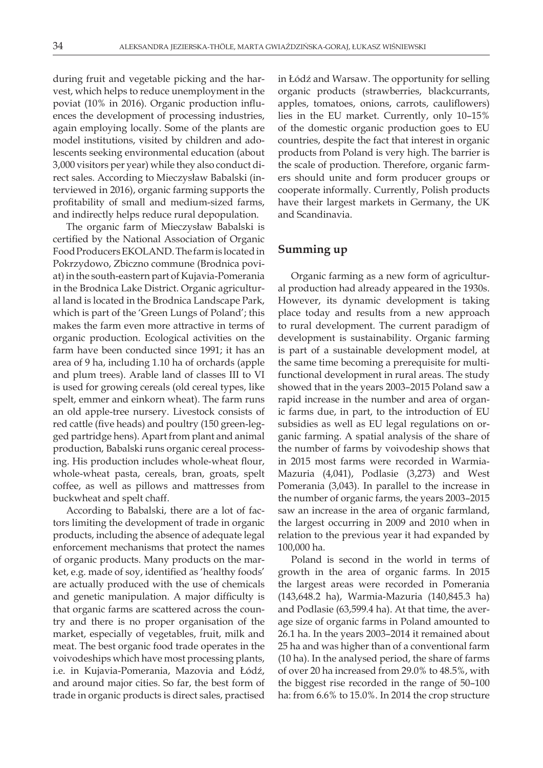during fruit and vegetable picking and the harvest, which helps to reduce unemployment in the poviat (10% in 2016). Organic production influences the development of processing industries, again employing locally. Some of the plants are model institutions, visited by children and adolescents seeking environmental education (about 3,000 visitors per year) while they also conduct direct sales. According to Mieczysław Babalski (interviewed in 2016), organic farming supports the profitability of small and medium-sized farms, and indirectly helps reduce rural depopulation.

The organic farm of Mieczysław Babalski is certified by the National Association of Organic Food Producers EKOLAND. The farm is located in Pokrzydowo, Zbiczno commune (Brodnica poviat) in the south-eastern part of Kujavia-Pomerania in the Brodnica Lake District. Organic agricultural land is located in the Brodnica Landscape Park, which is part of the 'Green Lungs of Poland'; this makes the farm even more attractive in terms of organic production. Ecological activities on the farm have been conducted since 1991; it has an area of 9 ha, including 1.10 ha of orchards (apple and plum trees). Arable land of classes III to VI is used for growing cereals (old cereal types, like spelt, emmer and einkorn wheat). The farm runs an old apple-tree nursery. Livestock consists of red cattle (five heads) and poultry (150 green-legged partridge hens). Apart from plant and animal production, Babalski runs organic cereal processing. His production includes whole-wheat flour, whole-wheat pasta, cereals, bran, groats, spelt coffee, as well as pillows and mattresses from buckwheat and spelt chaff.

According to Babalski, there are a lot of factors limiting the development of trade in organic products, including the absence of adequate legal enforcement mechanisms that protect the names of organic products. Many products on the market, e.g. made of soy, identified as 'healthy foods' are actually produced with the use of chemicals and genetic manipulation. A major difficulty is that organic farms are scattered across the country and there is no proper organisation of the market, especially of vegetables, fruit, milk and meat. The best organic food trade operates in the voivodeships which have most processing plants, i.e. in Kujavia-Pomerania, Mazovia and Łódź, and around major cities. So far, the best form of trade in organic products is direct sales, practised in Łódź and Warsaw. The opportunity for selling organic products (strawberries, blackcurrants, apples, tomatoes, onions, carrots, cauliflowers) lies in the EU market. Currently, only 10–15% of the domestic organic production goes to EU countries, despite the fact that interest in organic products from Poland is very high. The barrier is the scale of production. Therefore, organic farmers should unite and form producer groups or cooperate informally. Currently, Polish products have their largest markets in Germany, the UK and Scandinavia.

## Summing up

Organic farming as a new form of agricultural production had already appeared in the 1930s. However, its dynamic development is taking place today and results from a new approach to rural development. The current paradigm of development is sustainability. Organic farming is part of a sustainable development model, at the same time becoming a prerequisite for multifunctional development in rural areas. The study showed that in the years 2003–2015 Poland saw a rapid increase in the number and area of organic farms due, in part, to the introduction of EU subsidies as well as EU legal regulations on organic farming. A spatial analysis of the share of the number of farms by voivodeship shows that in 2015 most farms were recorded in Warmia-Mazuria (4,041), Podlasie (3,273) and West Pomerania (3,043). In parallel to the increase in the number of organic farms, the years 2003–2015 saw an increase in the area of organic farmland, the largest occurring in 2009 and 2010 when in relation to the previous year it had expanded by 100,000 ha.

Poland is second in the world in terms of growth in the area of organic farms. In 2015 the largest areas were recorded in Pomerania (143,648.2 ha), Warmia-Mazuria (140,845.3 ha) and Podlasie (63,599.4 ha). At that time, the average size of organic farms in Poland amounted to 26.1 ha. In the years 2003–2014 it remained about 25 ha and was higher than of a conventional farm (10 ha). In the analysed period, the share of farms of over 20 ha increased from 29.0% to 48.5%, with the biggest rise recorded in the range of 50–100 ha: from 6.6% to 15.0%. In 2014 the crop structure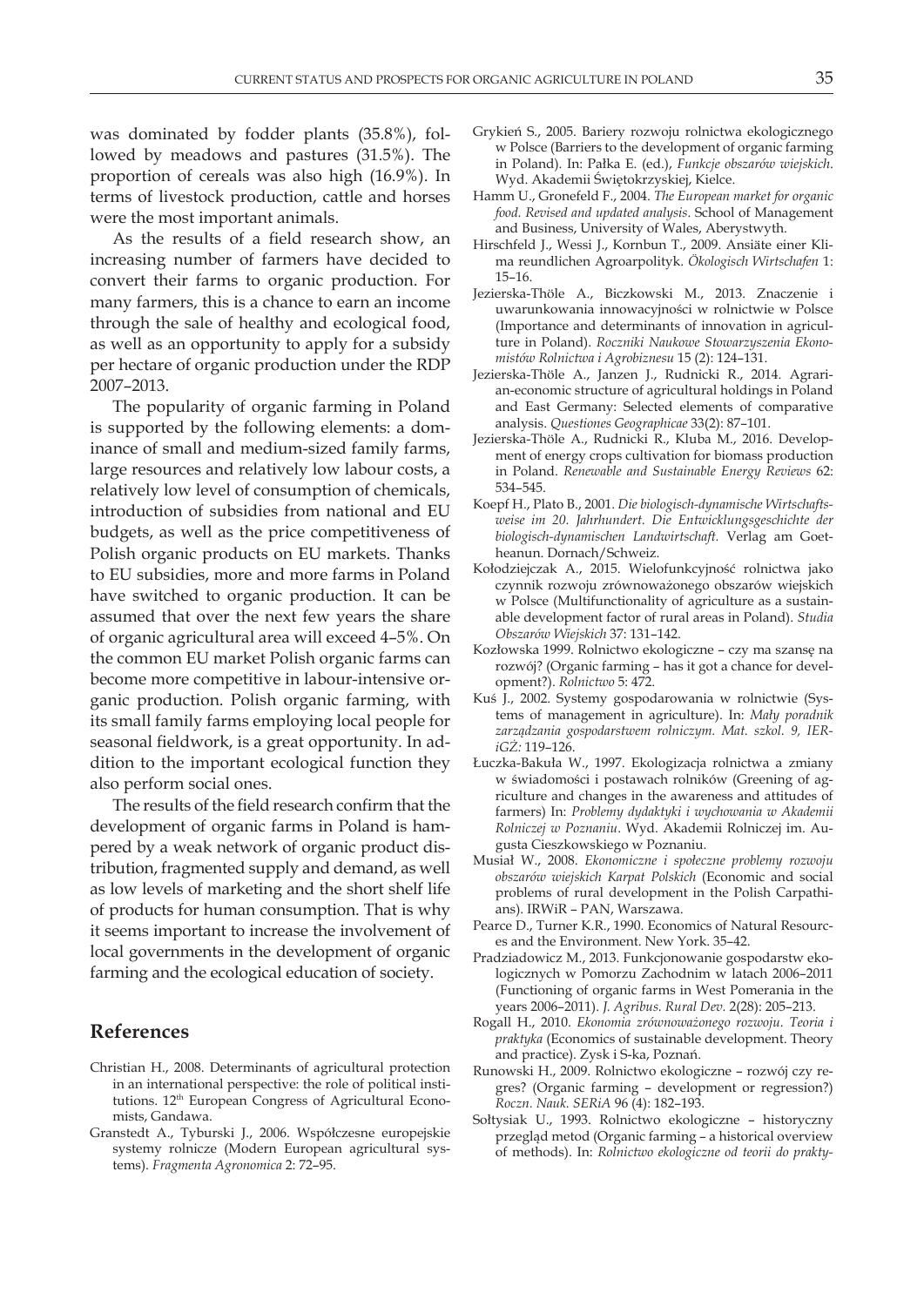was dominated by fodder plants (35.8%), followed by meadows and pastures (31.5%). The proportion of cereals was also high (16.9%). In terms of livestock production, cattle and horses were the most important animals.

As the results of a field research show, an increasing number of farmers have decided to convert their farms to organic production. For many farmers, this is a chance to earn an income through the sale of healthy and ecological food, as well as an opportunity to apply for a subsidy per hectare of organic production under the RDP 2007–2013.

The popularity of organic farming in Poland is supported by the following elements: a dominance of small and medium-sized family farms, large resources and relatively low labour costs, a relatively low level of consumption of chemicals, introduction of subsidies from national and EU budgets, as well as the price competitiveness of Polish organic products on EU markets. Thanks to EU subsidies, more and more farms in Poland have switched to organic production. It can be assumed that over the next few years the share of organic agricultural area will exceed 4–5%. On the common EU market Polish organic farms can become more competitive in labour-intensive organic production. Polish organic farming, with its small family farms employing local people for seasonal fieldwork, is a great opportunity. In addition to the important ecological function they also perform social ones.

The results of the field research confirm that the development of organic farms in Poland is hampered by a weak network of organic product distribution, fragmented supply and demand, as well as low levels of marketing and the short shelf life of products for human consumption. That is why it seems important to increase the involvement of local governments in the development of organic farming and the ecological education of society.

## References

Christian H., 2008. Determinants of agricultural protection in an international perspective: the role of political institutions. 12th European Congress of Agricultural Economists, Gandawa.

Granstedt A., Tyburski J., 2006. Współczesne europejskie systemy rolnicze (Modern European agricultural systems). *Fragmenta Agronomica* 2: 72–95.

Grykień S., 2005. Bariery rozwoju rolnictwa ekologicznego w Polsce (Barriers to the development of organic farming in Poland). In: Pałka E. (ed.), *Funkcje obszarów wiejskich*. Wyd. Akademii Świętokrzyskiej, Kielce.

Hamm U., Gronefeld F., 2004. *The European market for organic food. Revised and updated analysis*. School of Management and Business, University of Wales, Aberystwyth.

Hirschfeld J., Wessi J., Kornbun T., 2009. Ansiäte einer Klima reundlichen Agroarpolityk. *Ökologisch Wirtschafen* 1: 15–16.

Jezierska-Thöle A., Biczkowski M., 2013. Znaczenie i uwarunkowania innowacyjności w rolnictwie w Polsce (Importance and determinants of innovation in agriculture in Poland). *Roczniki Naukowe Stowarzyszenia Ekonomistów Rolnictwa i Agrobiznesu* 15 (2): 124–131.

Jezierska-Thöle A., Janzen J., Rudnicki R., 2014. Agrarian-economic structure of agricultural holdings in Poland and East Germany: Selected elements of comparative analysis. *Questiones Geographicae* 33(2): 87–101.

Jezierska-Thöle A., Rudnicki R., Kluba M., 2016. Development of energy crops cultivation for biomass production in Poland. *Renewable and Sustainable Energy Reviews* 62: 534–545.

Koepf H., Plato B., 2001. *Die biologisch-dynamische Wirtschaftsweise im 20. Jahrhundert. Die Entwicklungsgeschichte der biologisch-dynamischen Landwirtschaft.* Verlag am Goetheanun. Dornach/Schweiz.

Kołodziejczak A., 2015. Wielofunkcyjność rolnictwa jako czynnik rozwoju zrównoważonego obszarów wiejskich w Polsce (Multifunctionality of agriculture as a sustainable development factor of rural areas in Poland). *Studia Obszarów Wiejskich* 37: 131–142.

Kozłowska 1999. Rolnictwo ekologiczne – czy ma szansę na rozwój? (Organic farming – has it got a chance for development?). *Rolnictwo* 5: 472.

Kuś J., 2002. Systemy gospodarowania w rolnictwie (Systems of management in agriculture). In: *Mały poradnik zarządzania gospodarstwem rolniczym. Mat. szkol. 9, IERiGŻ:* 119–126.

Łuczka-Bakuła W., 1997. Ekologizacja rolnictwa a zmiany w świadomości i postawach rolników (Greening of agriculture and changes in the awareness and attitudes of farmers) In: *Problemy dydaktyki i wychowania w Akademii Rolniczej w Poznaniu*. Wyd. Akademii Rolniczej im. Augusta Cieszkowskiego w Poznaniu.

Musiał W., 2008. *Ekonomiczne i społeczne problemy rozwoju obszarów wiejskich Karpat Polskich* (Economic and social problems of rural development in the Polish Carpathians). IRWiR – PAN, Warszawa.

Pearce D., Turner K.R., 1990. Economics of Natural Resources and the Environment. New York. 35–42.

Pradziadowicz M., 2013. Funkcjonowanie gospodarstw ekologicznych w Pomorzu Zachodnim w latach 2006–2011 (Functioning of organic farms in West Pomerania in the years 2006–2011). *J. Agribus. Rural Dev.* 2(28): 205–213.

Rogall H., 2010. *Ekonomia zrównoważonego rozwoju. Teoria i praktyka* (Economics of sustainable development. Theory and practice). Zysk i S-ka, Poznań.

Runowski H., 2009. Rolnictwo ekologiczne – rozwój czy regres? (Organic farming – development or regression?) *Roczn. Nauk. SERiA* 96 (4): 182–193.

Sołtysiak U., 1993. Rolnictwo ekologiczne – historyczny przegląd metod (Organic farming – a historical overview of methods). In: *Rolnictwo ekologiczne od teorii do prakty-*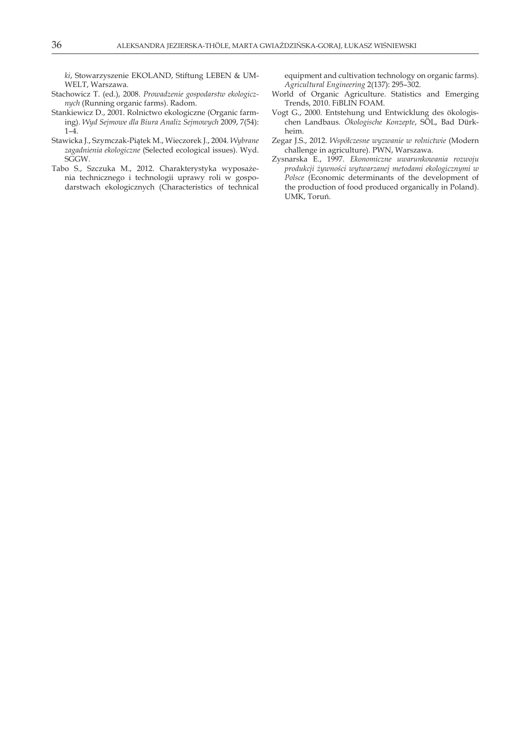*ki*, Stowarzyszenie EKOLAND, Stiftung LEBEN & UMWELT, Warszawa.

Stachowicz T. (ed.), 2008. *Prowadzenie gospodarstw ekologicznych* (Running organic farms). Radom.

Stankiewicz D., 2001. Rolnictwo ekologiczne (Organic farming). *Wyd Sejmowe dla Biura Analiz Sejmowych* 2009, 7(54): 1–4.

Stawicka J., Szymczak-Piątek M., Wieczorek J., 2004. *Wybrane zagadnienia ekologiczne* (Selected ecological issues). Wyd. SGGW.

Tabo S., Szczuka M., 2012. Charakterystyka wyposażenia technicznego i technologii uprawy roli w gospodarstwach ekologicznych (Characteristics of technical equipment and cultivation technology on organic farms). *Agricultural Engineering* 2(137): 295–302.

World of Organic Agriculture. Statistics and Emerging Trends, 2010. FiBLIN FOAM.

Vogt G., 2000. Entstehung und Entwicklung des ökologischen Landbaus. *Ökologische Konzepte*, SÖL, Bad Dürkheim.

Zegar J.S., 2012. *Współczesne wyzwanie w rolnictwie* (Modern challenge in agriculture). PWN, Warszawa.

Zysnarska E., 1997. *Ekonomiczne uwarunkowania rozwoju produkcji żywności wytwarzanej metodami ekologicznymi w Polsce* (Economic determinants of the development of the production of food produced organically in Poland). UMK, Toruń.